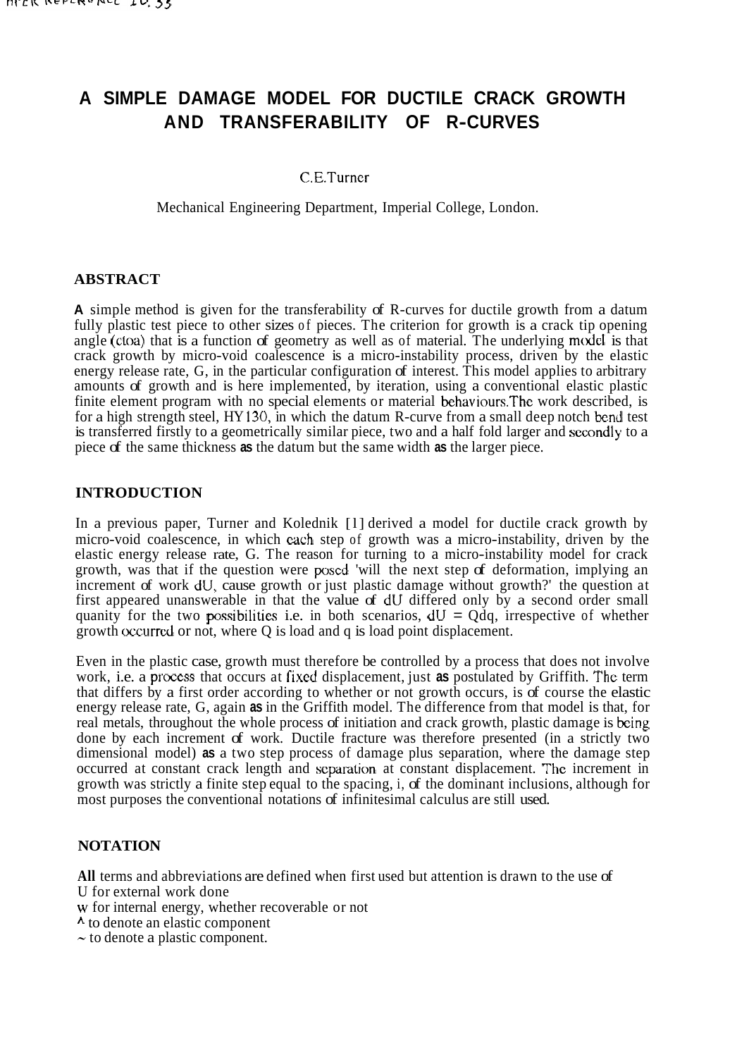# A SIMPLE DAMAGE MODEL FOR DUCTILE CRACK GROWTH AND TRANSFERABILITY OF R-CURVES

C.E.Turner

Mechanical Engineering Department, Imperial College, London.

## ABSTRACT

A simple method is given for the transferability of R-curves for ductile growth from a datum fully plastic test piece to other sizes of pieces. The criterion for growth is a crack tip opening angle (ctoa) that is a function of geometry as well as of material. The underlying model is that crack growth by micro-void coalescence is a micro-instability process, driven by the elastic energy release rate, G, in the particular configuration of interest. This model applies to arbitrary amounts of growth and is here implemented, by iteration, using a conventional elastic plastic finite element program with no special elements or material behaviours. The work described, is for a high strength steel, HY130, in which the datum R-curve from a small deep notch bend test is transferred firstly to a geometrically similar piece, two and a half fold larger and secondly to a piece of the same thickness as the datum but the same width as the larger piece.

## INTRODUCTION

In a previous paper, Turner and Kolednik [1] derived a model for ductile crack growth by micro-void coalescence, in which each step of growth was a micro-instability, driven by the elastic energy release rate, G. The reason for turning to a micro-instability model for crack growth, was that if the question were posed 'will the next step of deformation, implying an increment of work dU, cause growth or just plastic damage without growth?' the question at first appeared unanswerable in that the value of dU differed only by a second order small quanity for the two possibilities i.e. in both scenarios, $dU = Qdq$, irrespective of whether growth occurred or not, where Q is load and q is load point displacement.

Even in the plastic case, growth must therefore be controlled by a process that does not involve work, i.e. a process that occurs at fixed displacement, just as postulated by Griffith. The term that differs by a first order according to whether or not growth occurs, is of course the elastic energy release rate, G, again as in the Griffith model. The difference from that model is that, for real metals, throughout the whole process of initiation and crack growth, plastic damage is being done by each increment of work. Ductile fracture was therefore presented (in a strictly two dimensional model) as a two step process of damage plus separation, where the damage step occurred at constant crack length and separation at constant displacement. The increment in growth was strictly a finite step equal to the spacing, i, of the dominant inclusions, although for most purposes the conventional notations of infinitesimal calculus are still used.

## NOTATION

All terms and abbreviations are defined when first used but attention is drawn to the use of

U for external work done

w for internal energy, whether recoverable or not

^ to denote an elastic component

~ to denote a plastic component.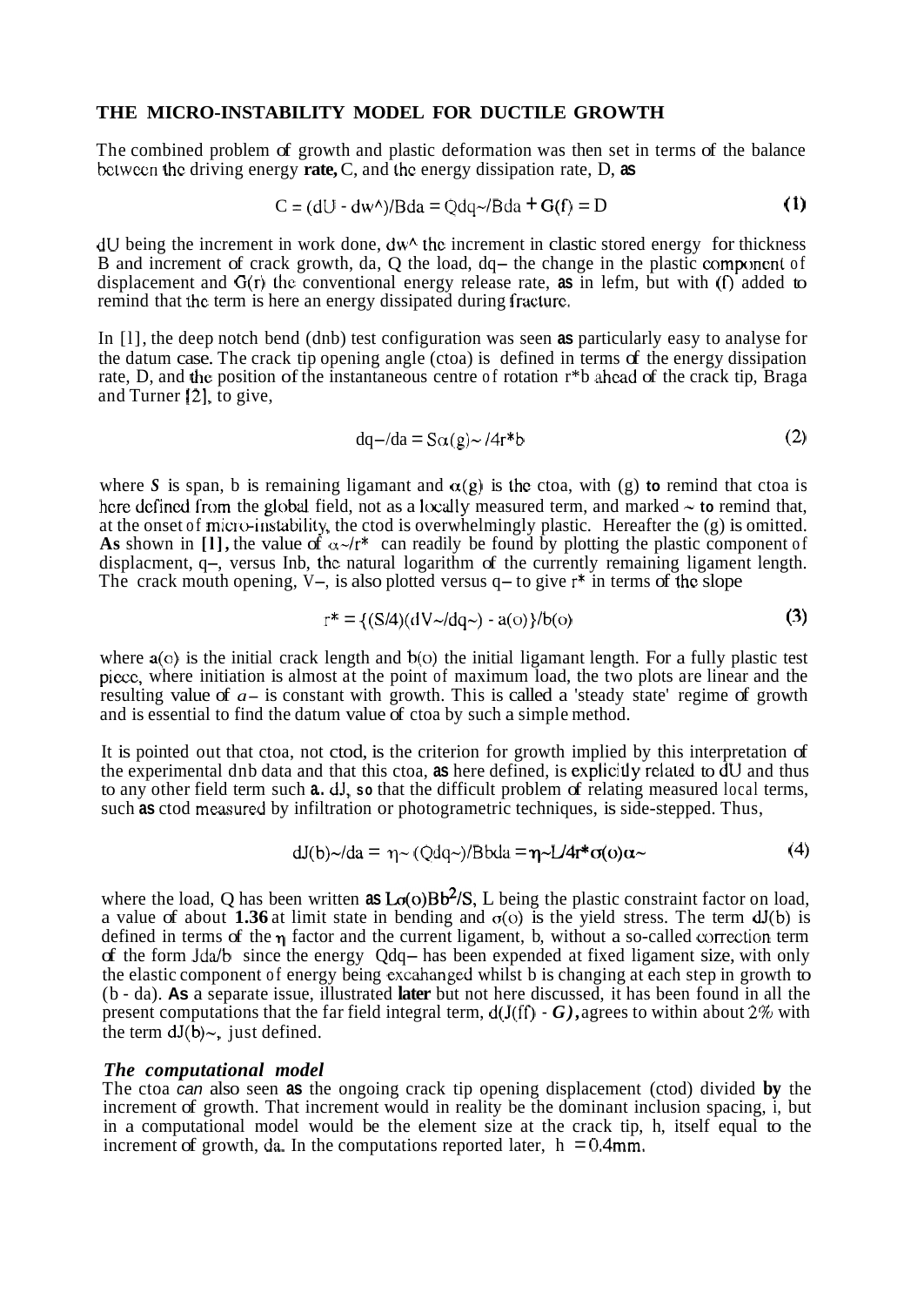## THE MICRO-INSTABILITY MODEL FOR DUCTILE GROWTH

The combined problem of growth and plastic deformation was then set in terms of the balance between the driving energy **rate,** C, and the energy dissipation rate, D, **as**

$$C = (dU - dw^{\wedge})/Bda = Qdq_{\sim}/Bda + G(f) = D \quad (1)$$

dU being the increment in work done, $dw^{\wedge}$ the increment in elastic stored energy for thickness B and increment of crack growth, da, Q the load, $dq_{\sim}$ the change in the plastic component of displacement and G(r) the conventional energy release rate, **as** in lefm, but with (f) added to remind that the term is here an energy dissipated during fracture.

In [1], the deep notch bend (dnb) test configuration was seen **as** particularly easy to analyse for the datum case. The crack tip opening angle (ctoa) is defined in terms of the energy dissipation rate, D, and the position of the instantaneous centre of rotation r*b ahead of the crack tip, Braga and Turner [2], to give,

$$dq_{\sim}/da = S\alpha(g)_{\sim}/4r^{*}b \quad (2)$$

where *S* is span, b is remaining ligamant and $\alpha(g)$ is the ctoa, with (g) **to** remind that ctoa is here defined from the global field, not as a locally measured term, and marked $\sim$ **to** remind that, at the onset of micro-instability, the ctod is overwhelmingly plastic. Hereafter the (g) is omitted. **As** shown in **[1],** the value of $\alpha_{\sim}/r^{*}$ can readily be found by plotting the plastic component of displacment, $q_{\sim}$, versus lnb, the natural logarithm of the currently remaining ligament length. The crack mouth opening, $V_{\sim}$, is also plotted versus $q_{\sim}$ to give r* in terms of the slope

$$r^{*} = \{(S/4)(dV_{\sim}/dq_{\sim}) - a(o)\}/b(o) \quad (3)$$

where a(o) is the initial crack length and b(o) the initial ligamant length. For a fully plastic test piece, where initiation is almost at the point of maximum load, the two plots are linear and the resulting value of $a_{\sim}$ is constant with growth. This is called a 'steady state' regime of growth and is essential to find the datum value of ctoa by such a simple method.

It is pointed out that ctoa, not ctod, is the criterion for growth implied by this interpretation of the experimental dnb data and that this ctoa, **as** here defined, is explicitly related to dU and thus to any other field term such **a.** dJ, **so** that the difficult problem of relating measured local terms, such **as** ctod measured by infiltration or photogrametric techniques, is side-stepped. Thus,

$$dJ(b)_{\sim}/da = \eta_{\sim}(Qdq_{\sim})/Bbda = \eta_{\sim}L/4r^{*}\sigma(o)\alpha_{\sim} \quad (4)$$

where the load, Q has been written **as** $L\sigma(o)Bb^{2}/S$, L being the plastic constraint factor on load, a value of about **1.36** at limit state in bending and $\sigma(o)$ is the yield stress. The term dJ(b) is defined in terms of the $\eta$ factor and the current ligament, b, without a so-called correction term of the form Jda/b since the energy $Qdq_{\sim}$ has been expended at fixed ligament size, with only the elastic component of energy being excahanged whilst b is changing at each step in growth to (b - da). **As** a separate issue, illustrated **later** but not here discussed, it has been found in all the present computations that the far field integral term, d(J(ff) - *G)***,** agrees to within about 2% with the term $dJ(b)_{\sim}$, just defined.

### *The computational model*

The ctoa *can* also seen **as** the ongoing crack tip opening displacement (ctod) divided **by** the increment of growth. That increment would in reality be the dominant inclusion spacing, i, but in a computational model would be the element size at the crack tip, h, itself equal to the increment of growth, da. In the computations reported later, h = 0.4mm.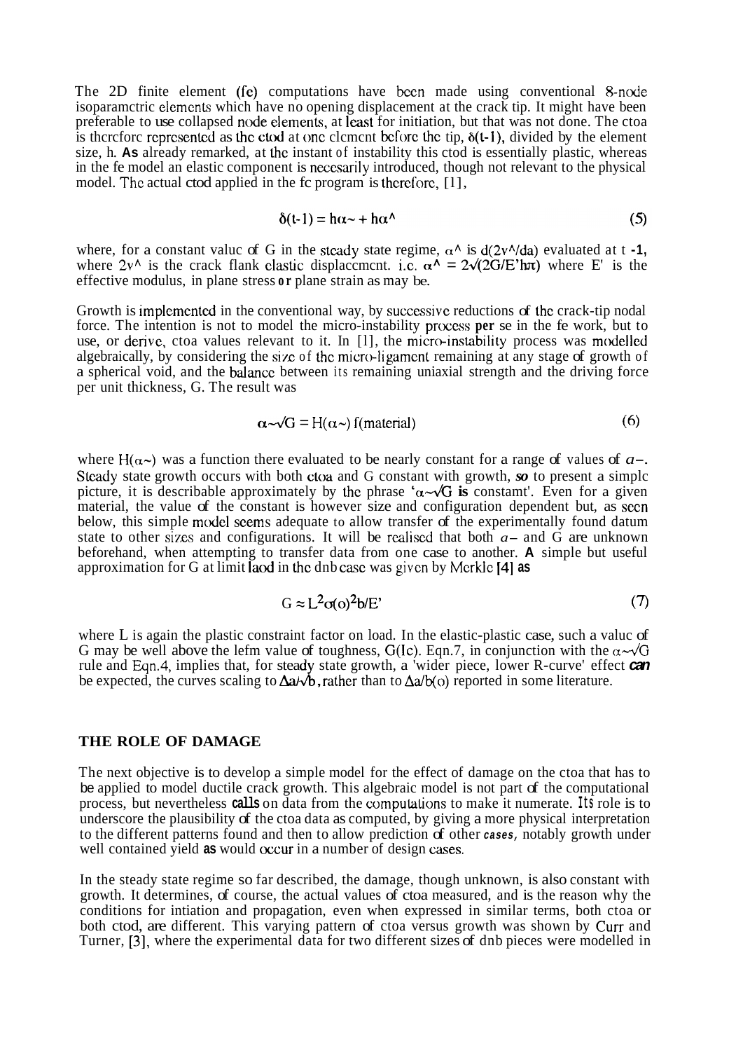The 2D finite element (fe) computations have been made using conventional 8-node isoparametric elements which have no opening displacement at the crack tip. It might have been preferable to use collapsed node elements, at least for initiation, but that was not done. The ctoa is therefore represented as the ctod at one element before the tip, $\delta(t\text{-}1)$, divided by the element size, h. As already remarked, at the instant of instability this ctod is essentially plastic, whereas in the fe model an elastic component is necesarily introduced, though not relevant to the physical model. The actual ctod applied in the fe program is therefore, [1],

$$\delta(t\text{-}1) = h\alpha_{\sim} + h\alpha^{\wedge} \tag{5}$$

where, for a constant value of G in the steady state regime, $\alpha^{\wedge}$ is $d(2v^{\wedge}/da)$ evaluated at t -1, where $2v^{\wedge}$ is the crack flank elastic displacement. i.e. $\alpha^{\wedge} = 2\sqrt{(2G/E'h\pi)}$ where E' is the effective modulus, in plane stress or plane strain as may be.

Growth is implemented in the conventional way, by successive reductions of the crack-tip nodal force. The intention is not to model the micro-instability process per se in the fe work, but to use, or derive, ctoa values relevant to it. In [1], the micro-instability process was modelled algebraically, by considering the size of the micro-ligament remaining at any stage of growth of a spherical void, and the balance between its remaining uniaxial strength and the driving force per unit thickness, G. The result was

$$\alpha_{\sim}\sqrt{G} = H(\alpha_{\sim})\, f(\text{material}) \tag{6}$$

where $H(\alpha_{\sim})$ was a function there evaluated to be nearly constant for a range of values of $\alpha_{\sim}$. Steady state growth occurs with both ctoa and G constant with growth, *so* to present a simple picture, it is describable approximately by the phrase '$\alpha_{\sim}\sqrt{G}$ **is** constamt'. Even for a given material, the value of the constant is however size and configuration dependent but, as seen below, this simple model seems adequate to allow transfer of the experimentally found datum state to other sizes and configurations. It will be realised that both $\alpha_{\sim}$ and G are unknown beforehand, when attempting to transfer data from one case to another. A simple but useful approximation for G at limit laod in the dnb case was given by Merkle [4] as

$$G \approx L^2\sigma(o)^2 b/E' \tag{7}$$

where L is again the plastic constraint factor on load. In the elastic-plastic case, such a value of G may be well above the lefm value of toughness, G(Ic). Eqn.7, in conjunction with the $\alpha_{\sim}\sqrt{G}$ rule and Eqn.4, implies that, for steady state growth, a 'wider piece, lower R-curve' effect *can* be expected, the curves scaling to $\Delta a/\sqrt{b}$, rather than to $\Delta a/b(o)$ reported in some literature.

## THE ROLE OF DAMAGE

The next objective is to develop a simple model for the effect of damage on the ctoa that has to be applied to model ductile crack growth. This algebraic model is not part of the computational process, but nevertheless calls on data from the computations to make it numerate. Its role is to underscore the plausibility of the ctoa data as computed, by giving a more physical interpretation to the different patterns found and then to allow prediction of other *cases*, notably growth under well contained yield as would occur in a number of design cases.

In the steady state regime so far described, the damage, though unknown, is also constant with growth. It determines, of course, the actual values of ctoa measured, and is the reason why the conditions for intiation and propagation, even when expressed in similar terms, both ctoa or both ctod, are different. This varying pattern of ctoa versus growth was shown by Curr and Turner, [3], where the experimental data for two different sizes of dnb pieces were modelled in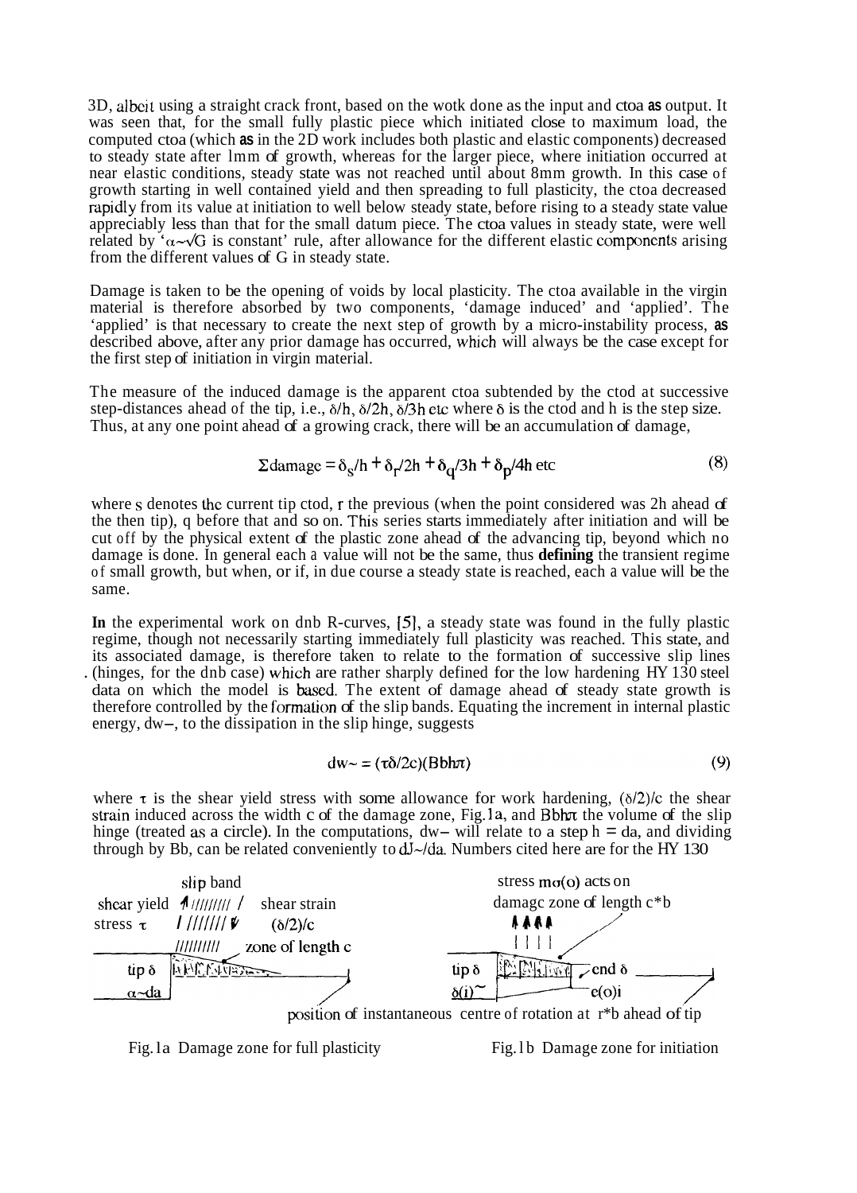3D, albeit using a straight crack front, based on the wotk done as the input and ctoa as output. It was seen that, for the small fully plastic piece which initiated close to maximum load, the computed ctoa (which as in the 2D work includes both plastic and elastic components) decreased to steady state after 1mm of growth, whereas for the larger piece, where initiation occurred at near elastic conditions, steady state was not reached until about 8mm growth. In this case of growth starting in well contained yield and then spreading to full plasticity, the ctoa decreased rapidly from its value at initiation to well below steady state, before rising to a steady state value appreciably less than that for the small datum piece. The ctoa values in steady state, were well related by '$\alpha \sim \sqrt{G}$ is constant' rule, after allowance for the different elastic components arising from the different values of G in steady state.

Damage is taken to be the opening of voids by local plasticity. The ctoa available in the virgin material is therefore absorbed by two components, 'damage induced' and 'applied'. The 'applied' is that necessary to create the next step of growth by a micro-instability process, as described above, after any prior damage has occurred, which will always be the case except for the first step of initiation in virgin material.

The measure of the induced damage is the apparent ctoa subtended by the ctod at successive step-distances ahead of the tip, i.e., $\delta/h$, $\delta/2h$, $\delta/3h$ etc where $\delta$ is the ctod and h is the step size. Thus, at any one point ahead of a growing crack, there will be an accumulation of damage,

$$\Sigma \text{damage} = \delta_s/h + \delta_r/2h + \delta_q/3h + \delta_p/4h \text{ etc} \tag{8}$$

where s denotes the current tip ctod, r the previous (when the point considered was 2h ahead of the then tip), q before that and so on. This series starts immediately after initiation and will be cut off by the physical extent of the plastic zone ahead of the advancing tip, beyond which no damage is done. In general each a value will not be the same, thus **defining** the transient regime of small growth, but when, or if, in due course a steady state is reached, each a value will be the same.

**In** the experimental work on dnb R-curves, [5], a steady state was found in the fully plastic regime, though not necessarily starting immediately full plasticity was reached. This state, and its associated damage, is therefore taken to relate to the formation of successive slip lines (hinges, for the dnb case) which are rather sharply defined for the low hardening HY 130 steel data on which the model is based. The extent of damage ahead of steady state growth is therefore controlled by the formation of the slip bands. Equating the increment in internal plastic energy, $dw_{\sim}$, to the dissipation in the slip hinge, suggests

$$dw_{\sim} = (\tau\delta/2c)(Bbh\pi) \tag{9}$$

where $\tau$ is the shear yield stress with some allowance for work hardening, $(\delta/2)/c$ the shear strain induced across the width c of the damage zone, Fig.1a, and $Bbh\pi$ the volume of the slip hinge (treated as a circle). In the computations, $dw_{\sim}$ will relate to a step $h = da$, and dividing through by Bb, can be related conveniently to $dJ_{\sim}/da$. Numbers cited here are for the HY 130

slip band | shear yield stress $\tau$ | shear strain $(\delta/2)/c$ | zone of length c | tip $\delta$ | $\alpha \sim da$

stress $m\sigma(o)$ acts on damage zone of length $c^*b$ | tip $\delta$ | $\delta(i)$ | end $\delta$ | $e(o)i$ | position of instantaneous centre of rotation at $r^*b$ ahead of tip

Fig.1a Damage zone for full plasticity

Fig.1b Damage zone for initiation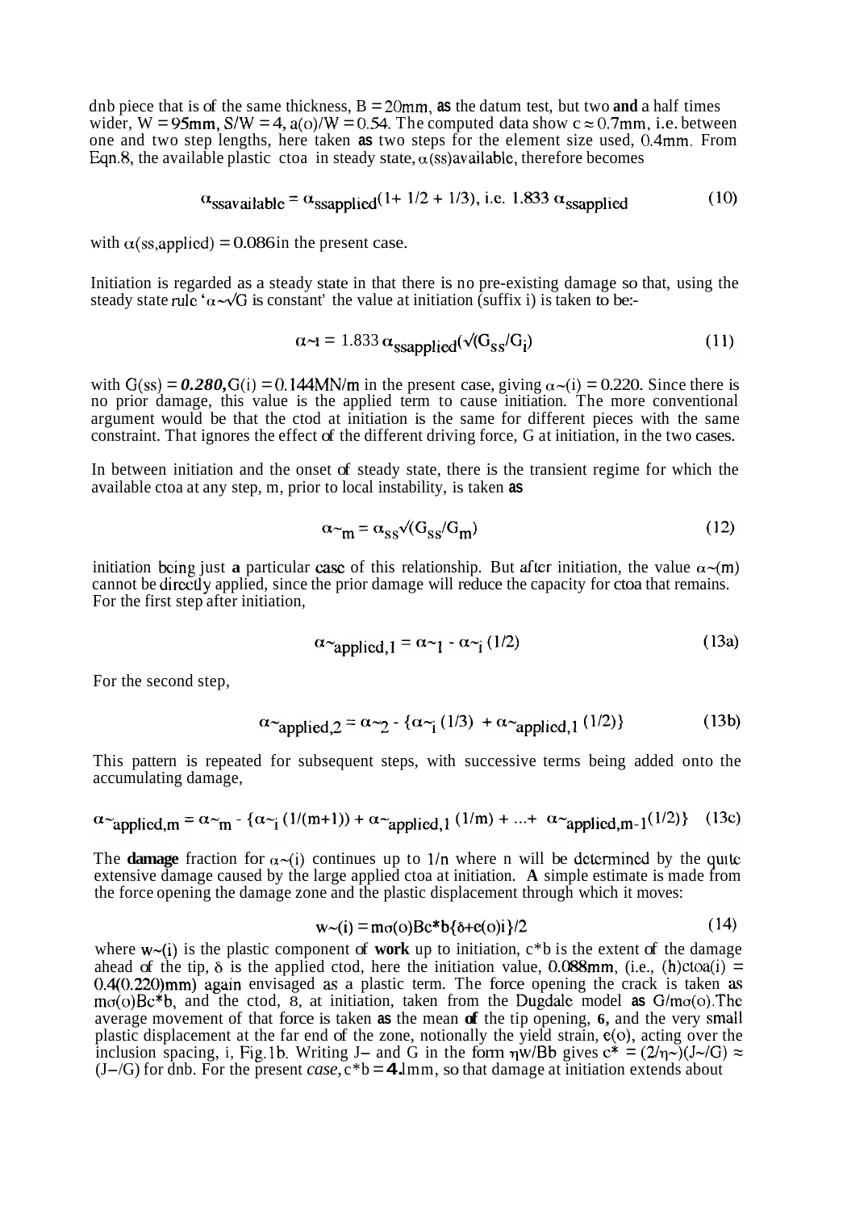dnb piece that is of the same thickness, $B = 20mm$, as the datum test, but two and a half times wider, $W = 95mm$, $S/W = 4$, $a(o)/W = 0.54$. The computed data show $c \approx 0.7mm$, i.e. between one and two step lengths, here taken as two steps for the element size used, 0.4mm. From Eqn.8, the available plastic ctoa in steady state, $\alpha(ss)available$, therefore becomes

$$\alpha_{ssavailable} = \alpha_{ssapplied}(1 + 1/2 + 1/3), \text{ i.e. } 1.833\ \alpha_{ssapplied} \qquad (10)$$

with $\alpha(ss,applied) = 0.086$ in the present case.

Initiation is regarded as a steady state in that there is no pre-existing damage so that, using the steady state rule '$\alpha \sim \sqrt{G}$ is constant' the value at initiation (suffix i) is taken to be:-

$$\alpha_{\sim i} = 1.833\ \alpha_{ssapplied}(\sqrt{(G_{ss}/G_i)}) \qquad (11)$$

with $G(ss) = \mathbf{\textit{0.280}}$, $G(i) = 0.144MN/m$ in the present case, giving $\alpha\sim(i) = 0.220$. Since there is no prior damage, this value is the applied term to cause initiation. The more conventional argument would be that the ctod at initiation is the same for different pieces with the same constraint. That ignores the effect of the different driving force, G at initiation, in the two cases.

In between initiation and the onset of steady state, there is the transient regime for which the available ctoa at any step, m, prior to local instability, is taken as

$$\alpha_{\sim m} = \alpha_{ss}\sqrt{(G_{ss}/G_m)} \qquad (12)$$

initiation being just a particular case of this relationship. But after initiation, the value $\alpha\sim(m)$ cannot be directly applied, since the prior damage will reduce the capacity for ctoa that remains. For the first step after initiation,

$$\alpha_{\sim applied,1} = \alpha_{\sim 1} - \alpha_{\sim i}\ (1/2) \qquad (13a)$$

For the second step,

$$\alpha_{\sim applied,2} = \alpha_{\sim 2} - \{\alpha_{\sim i}\ (1/3) + \alpha_{\sim applied,1}\ (1/2)\} \qquad (13b)$$

This pattern is repeated for subsequent steps, with successive terms being added onto the accumulating damage,

$$\alpha_{\sim applied,m} = \alpha_{\sim m} - \{\alpha_{\sim i}\ (1/(m+1)) + \alpha_{\sim applied,1}\ (1/m) + ... + \alpha_{\sim applied,m-1}(1/2)\} \qquad (13c)$$

The **damage** fraction for $\alpha\sim(i)$ continues up to $1/n$ where n will be determined by the quite extensive damage caused by the large applied ctoa at initiation. **A** simple estimate is made from the force opening the damage zone and the plastic displacement through which it moves:

$$w_{\sim}(i) = m\sigma(o)Bc^*b\{\delta + e(o)i\}/2 \qquad (14)$$

where $w\sim(i)$ is the plastic component of **work** up to initiation, $c^*b$ is the extent of the damage ahead of the tip, $\delta$ is the applied ctod, here the initiation value, 0.088mm, (i.e., (h)ctoa(i) = 0.4(0.220)mm) again envisaged as a plastic term. The force opening the crack is taken as $m\sigma(o)Bc^*b$, and the ctod, $\delta$, at initiation, taken from the Dugdale model as $G/m\sigma(o)$. The average movement of that force is taken as the mean of the tip opening, $\delta$, and the very small plastic displacement at the far end of the zone, notionally the yield strain, $e(o)$, acting over the inclusion spacing, i, Fig.1b. Writing J– and G in the form $\eta w/Bb$ gives $c^* = (2/\eta\sim)(J\sim/G) \approx (J-/G)$ for dnb. For the present *case*, $c^*b = 4.1mm$, so that damage at initiation extends about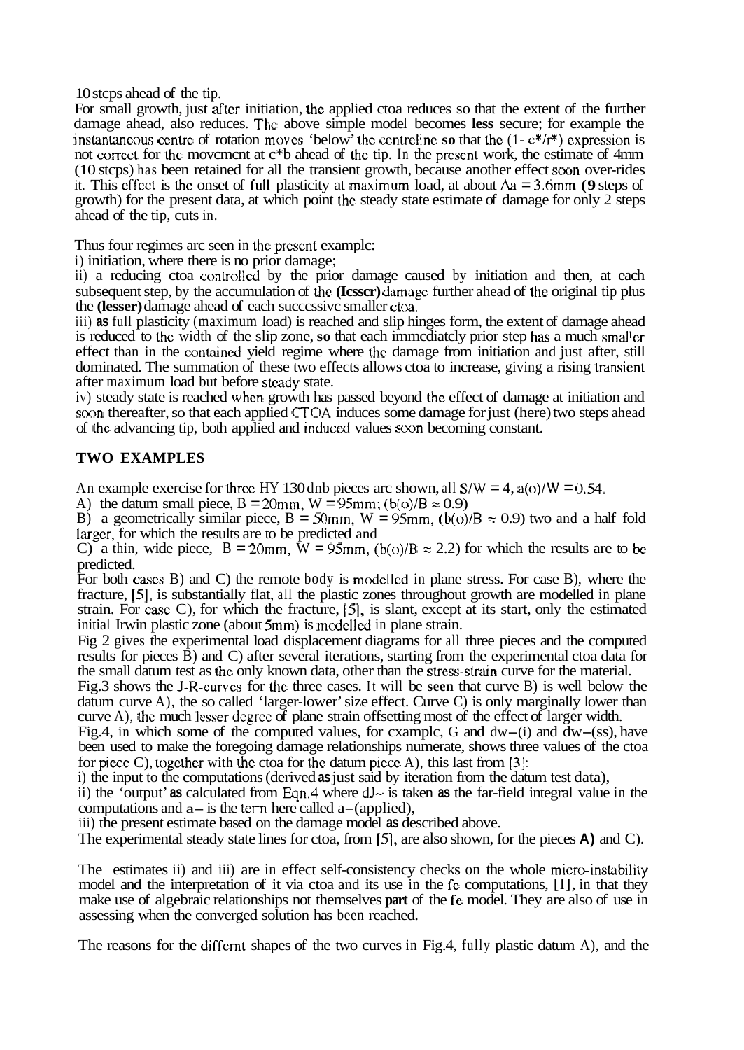10 steps ahead of the tip.

For small growth, just after initiation, the applied ctoa reduces so that the extent of the further damage ahead, also reduces. The above simple model becomes **less** secure; for example the instantaneous centre of rotation moves 'below' the centreline **so** that the $(1- c^*/r^*)$ expression is not correct for the movement at $c^*b$ ahead of the tip. In the present work, the estimate of 4mm (10 steps) has been retained for all the transient growth, because another effect soon over-rides it. This effect is the onset of full plasticity at maximum load, at about $\Delta a = 3.6$mm **(9** steps of growth) for the present data, at which point the steady state estimate of damage for only 2 steps ahead of the tip, cuts in.

Thus four regimes are seen in the present example:

i) initiation, where there is no prior damage;

ii) a reducing ctoa controlled by the prior damage caused by initiation and then, at each subsequent step, by the accumulation of the **(lesser)** damage further ahead of the original tip plus the **(lesser)** damage ahead of each successive smaller ctoa.

iii) **as** full plasticity (maximum load) is reached and slip hinges form, the extent of damage ahead is reduced to the width of the slip zone, **so** that each immediately prior step has a much smaller effect than in the contained yield regime where the damage from initiation and just after, still dominated. The summation of these two effects allows ctoa to increase, giving a rising transient after maximum load but before steady state.

iv) steady state is reached when growth has passed beyond the effect of damage at initiation and soon thereafter, so that each applied CTOA induces some damage for just (here) two steps ahead of the advancing tip, both applied and induced values soon becoming constant.

## TWO EXAMPLES

An example exercise for three HY 130 dnb pieces are shown, all $S/W = 4$, $a(o)/W = 0.54$.

A) the datum small piece, B = 20mm, W = 95mm; $(b(o)/B \approx 0.9)$

B) a geometrically similar piece, B = 50mm, W = 95mm, $(b(o)/B \approx 0.9)$ two and a half fold larger, for which the results are to be predicted and

C) a thin, wide piece, B = 20mm, W = 95mm, $(b(o)/B \approx 2.2)$ for which the results are to be predicted.

For both cases B) and C) the remote body is modelled in plane stress. For case B), where the fracture, [5], is substantially flat, all the plastic zones throughout growth are modelled in plane strain. For case C), for which the fracture, [5], is slant, except at its start, only the estimated initial Irwin plastic zone (about 5mm) is modelled in plane strain.

Fig 2 gives the experimental load displacement diagrams for all three pieces and the computed results for pieces B) and C) after several iterations, starting from the experimental ctoa data for the small datum test as the only known data, other than the stress-strain curve for the material.

Fig.3 shows the J-R-curves for the three cases. It will be **seen** that curve B) is well below the datum curve A), the so called 'larger-lower' size effect. Curve C) is only marginally lower than curve A), the much lesser degree of plane strain offsetting most of the effect of larger width.

Fig.4, in which some of the computed values, for example, G and dw–(i) and dw–(ss), have been used to make the foregoing damage relationships numerate, shows three values of the ctoa for piece C), together with the ctoa for the datum piece A), this last from [3]:

i) the input to the computations (derived **as** just said by iteration from the datum test data),

ii) the 'output' **as** calculated from Eqn.4 where dJ~ is taken **as** the far-field integral value in the computations and a– is the term here called a–(applied),

iii) the present estimate based on the damage model **as** described above.

The experimental steady state lines for ctoa, from **[**5], are also shown, for the pieces **A)** and C).

The estimates ii) and iii) are in effect self-consistency checks on the whole micro-instability model and the interpretation of it via ctoa and its use in the fe computations, [1], in that they make use of algebraic relationships not themselves **part** of the fe model. They are also of use in assessing when the converged solution has been reached.

The reasons for the differnt shapes of the two curves in Fig.4, fully plastic datum A), and the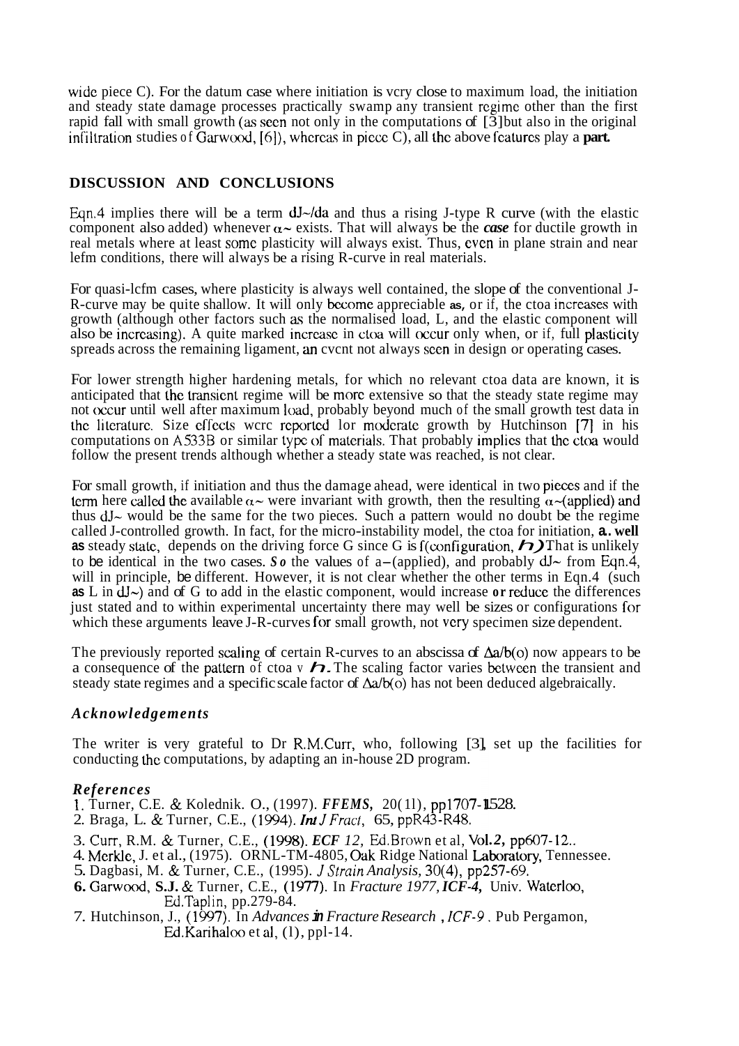wide piece C). For the datum case where initiation is very close to maximum load, the initiation and steady state damage processes practically swamp any transient regime other than the first rapid fall with small growth (as seen not only in the computations of [3] but also in the original infiltration studies of Garwood, [6]), whereas in piece C), all the above features play a **part.**

## DISCUSSION AND CONCLUSIONS

Eqn.4 implies there will be a term $dJ_\sim/da$ and thus a rising J-type R curve (with the elastic component also added) whenever $\alpha_\sim$ exists. That will always be the *case* for ductile growth in real metals where at least some plasticity will always exist. Thus, even in plane strain and near lefm conditions, there will always be a rising R-curve in real materials.

For quasi-lefm cases, where plasticity is always well contained, the slope of the conventional J-R-curve may be quite shallow. It will only become appreciable as, or if, the ctoa increases with growth (although other factors such as the normalised load, L, and the elastic component will also be increasing). A quite marked increase in ctoa will occur only when, or if, full plasticity spreads across the remaining ligament, an event not always seen in design or operating cases.

For lower strength higher hardening metals, for which no relevant ctoa data are known, it is anticipated that the transient regime will be more extensive so that the steady state regime may not occur until well after maximum load, probably beyond much of the small growth test data in the literature. Size effects were reported for moderate growth by Hutchinson [7] in his computations on A533B or similar type of materials. That probably implies that the ctoa would follow the present trends although whether a steady state was reached, is not clear.

For small growth, if initiation and thus the damage ahead, were identical in two pieces and if the term here called the available $\alpha_\sim$ were invariant with growth, then the resulting $\alpha_\sim$(applied) and thus $dJ_\sim$ would be the same for the two pieces. Such a pattern would no doubt be the regime called J-controlled growth. In fact, for the micro-instability model, the ctoa for initiation, **a. well as** steady state, depends on the driving force G since G is f(configuration, $h$) That is unlikely to be identical in the two cases. *So* the values of $a_-$(applied), and probably $dJ_\sim$ from Eqn.4, will in principle, be different. However, it is not clear whether the other terms in Eqn.4 (such **as** L in $dJ_\sim$) and of G to add in the elastic component, would increase **or** reduce the differences just stated and to within experimental uncertainty there may well be sizes or configurations for which these arguments leave J-R-curves for small growth, not very specimen size dependent.

The previously reported scaling of certain R-curves to an abscissa of $\Delta a/b(o)$ now appears to be a consequence of the pattern of ctoa v $h$. The scaling factor varies between the transient and steady state regimes and a specific scale factor of $\Delta a/b(o)$ has not been deduced algebraically.

### *Acknowledgements*

The writer is very grateful to Dr R.M.Curr, who, following [3], set up the facilities for conducting the computations, by adapting an in-house 2D program.

### *References*

1. Turner, C.E. & Kolednik. O., (1997). ***FFEMS,*** 20(11), pp1707-1528.
2. Braga, L. & Turner, C.E., (1994). ***Int J Fract***, 65, ppR43-R48.
3. Curr, R.M. & Turner, C.E., (1998). ***ECF 12,*** Ed.Brown et al, Vol.*2,* pp607-12..
4. Merkle, J. et al., (1975). ORNL-TM-4805, Oak Ridge National Laboratory, Tennessee.
5. Dagbasi, M. & Turner, C.E., (1995). *J Strain Analysis,* 30(4), pp257-69.
6. Garwood, **S.J.** & Turner, C.E., (1977). In *Fracture 1977, **ICF-4,*** Univ. Waterloo, Ed.Taplin, pp.279-84.
7. Hutchinson, J., (1997). In *Advances in Fracture Research* , *ICF-9* . Pub Pergamon, Ed.Karihaloo et al, (1), ppl-14.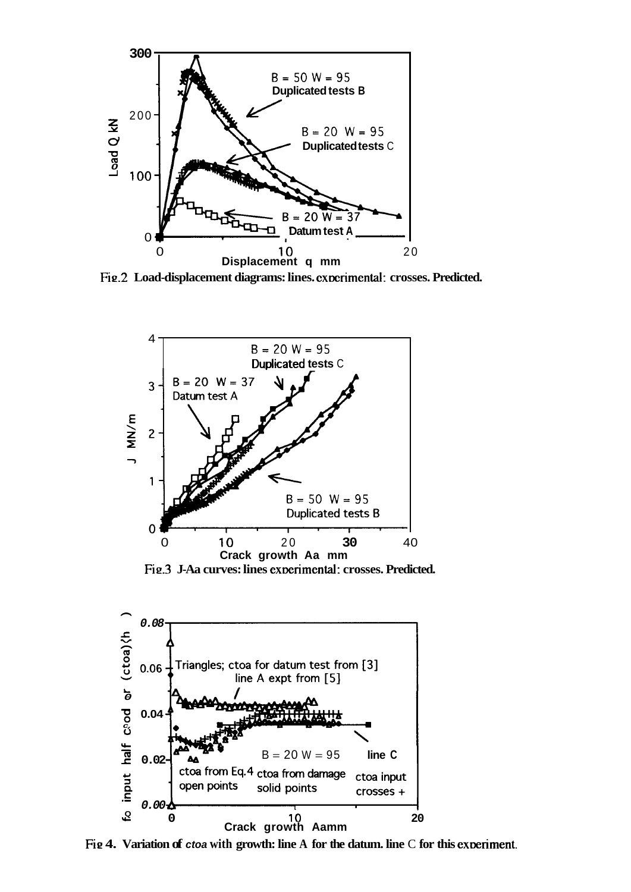300

B = 50 W = 95
Duplicated tests B

200

B = 20 W = 95
Duplicated tests C

Load Q kN

100

B = 20 W = 37
Datum test A

0

0 10 20
Displacement q mm

Fig.2 Load-displacement diagrams: lines. experimental: crosses. Predicted.

4

B = 20 W = 95
Duplicated tests C

3

B = 20 W = 37
Datum test A

J MN/m

2

1

B = 50 W = 95
Duplicated tests B

0

0 10 20 30 40
Crack growth Aa mm

Fig.3 J-Aa curves: lines experimental: crosses. Predicted.

0.08

0.06

Triangles; ctoa for datum test from [3]
line A expt from [5]

0.04

0.02

B = 20 W = 95

line C

ctoa from Eq.4
open points

ctoa from damage
solid points

ctoa input
crosses +

0.00

0 10 20
Crack growth Aamm

fo input half c?od or (ctoa){h )

Fig 4. Variation of *ctoa* with growth: line A for the datum. line C for this experiment.